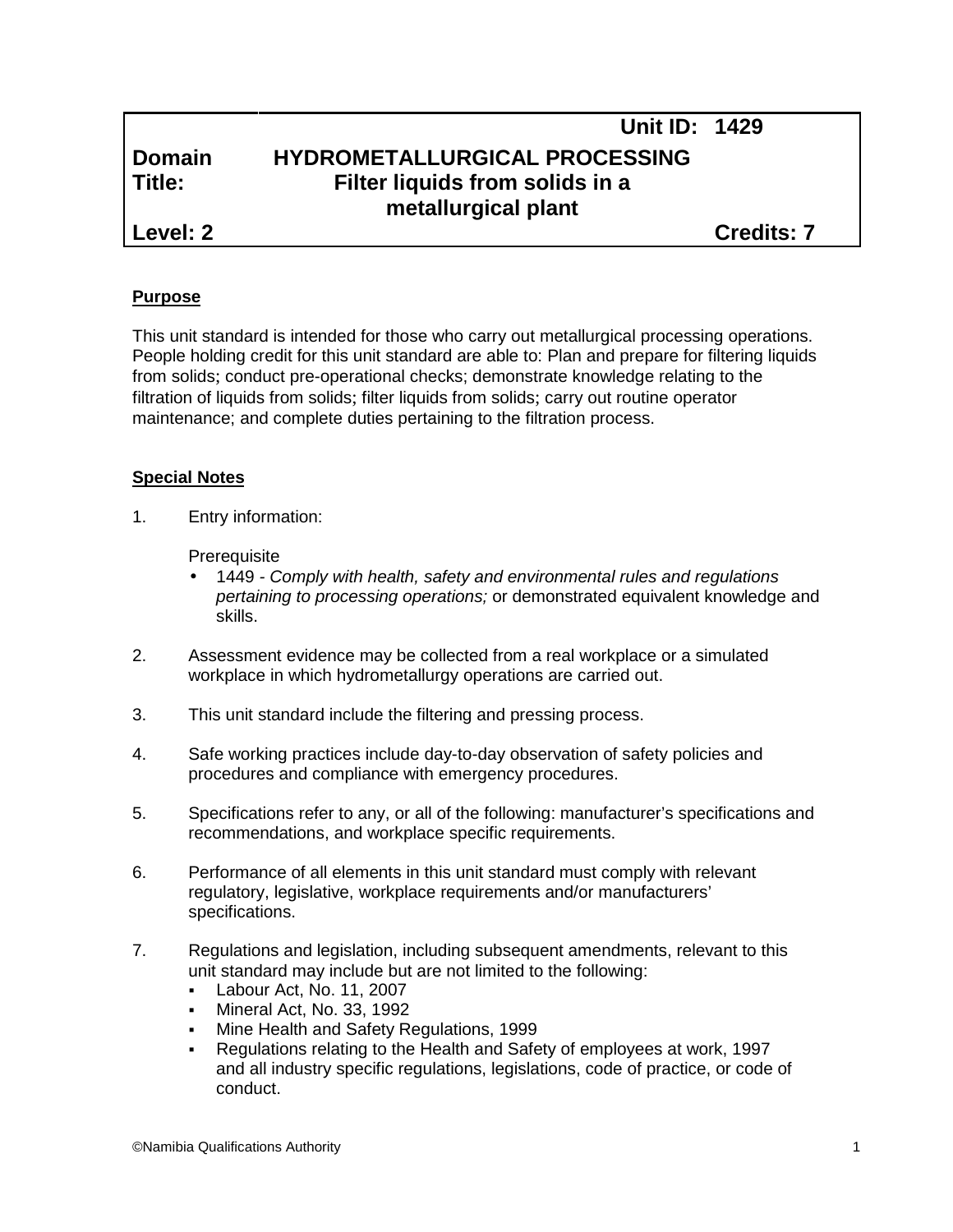| | |
|---|---|
| | **Unit ID: 1429** |
| **Domain** | **HYDROMETALLURGICAL PROCESSING** |
| **Title:** | **Filter liquids from solids in a metallurgical plant** |
| **Level: 2** | **Credits: 7** |

**Purpose**

This unit standard is intended for those who carry out metallurgical processing operations. People holding credit for this unit standard are able to: Plan and prepare for filtering liquids from solids; conduct pre-operational checks; demonstrate knowledge relating to the filtration of liquids from solids; filter liquids from solids; carry out routine operator maintenance; and complete duties pertaining to the filtration process.

**Special Notes**

1. Entry information:

   Prerequisite
   - 1449 - *Comply with health, safety and environmental rules and regulations pertaining to processing operations;* or demonstrated equivalent knowledge and skills.

2. Assessment evidence may be collected from a real workplace or a simulated workplace in which hydrometallurgy operations are carried out.

3. This unit standard include the filtering and pressing process.

4. Safe working practices include day-to-day observation of safety policies and procedures and compliance with emergency procedures.

5. Specifications refer to any, or all of the following: manufacturer's specifications and recommendations, and workplace specific requirements.

6. Performance of all elements in this unit standard must comply with relevant regulatory, legislative, workplace requirements and/or manufacturers' specifications.

7. Regulations and legislation, including subsequent amendments, relevant to this unit standard may include but are not limited to the following:
   - Labour Act, No. 11, 2007
   - Mineral Act, No. 33, 1992
   - Mine Health and Safety Regulations, 1999
   - Regulations relating to the Health and Safety of employees at work, 1997 and all industry specific regulations, legislations, code of practice, or code of conduct.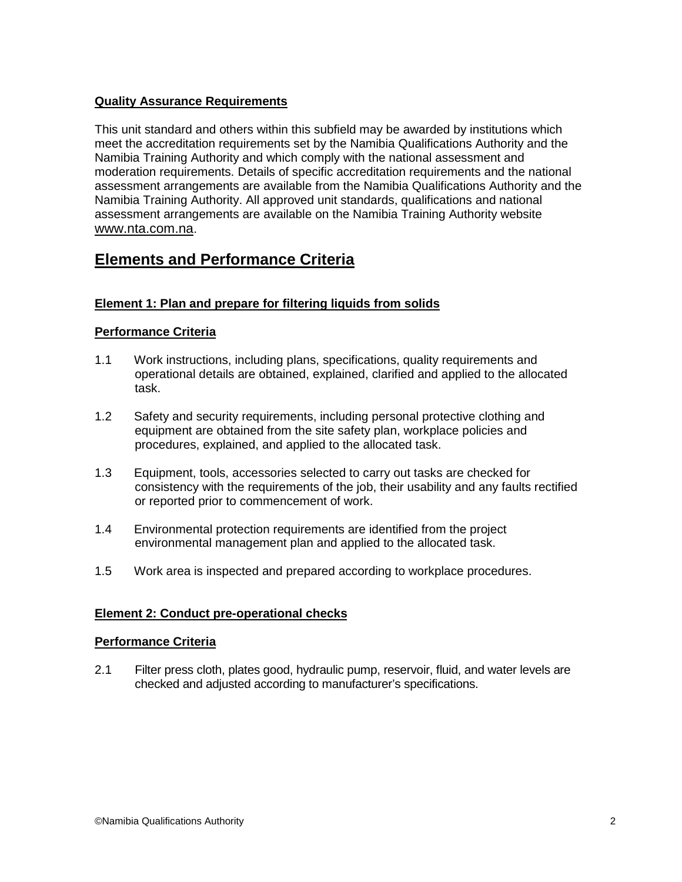**Quality Assurance Requirements**

This unit standard and others within this subfield may be awarded by institutions which meet the accreditation requirements set by the Namibia Qualifications Authority and the Namibia Training Authority and which comply with the national assessment and moderation requirements. Details of specific accreditation requirements and the national assessment arrangements are available from the Namibia Qualifications Authority and the Namibia Training Authority. All approved unit standards, qualifications and national assessment arrangements are available on the Namibia Training Authority website www.nta.com.na.

## Elements and Performance Criteria

### Element 1: Plan and prepare for filtering liquids from solids

**Performance Criteria**

1.1 Work instructions, including plans, specifications, quality requirements and operational details are obtained, explained, clarified and applied to the allocated task.

1.2 Safety and security requirements, including personal protective clothing and equipment are obtained from the site safety plan, workplace policies and procedures, explained, and applied to the allocated task.

1.3 Equipment, tools, accessories selected to carry out tasks are checked for consistency with the requirements of the job, their usability and any faults rectified or reported prior to commencement of work.

1.4 Environmental protection requirements are identified from the project environmental management plan and applied to the allocated task.

1.5 Work area is inspected and prepared according to workplace procedures.

### Element 2: Conduct pre-operational checks

**Performance Criteria**

2.1 Filter press cloth, plates good, hydraulic pump, reservoir, fluid, and water levels are checked and adjusted according to manufacturer's specifications.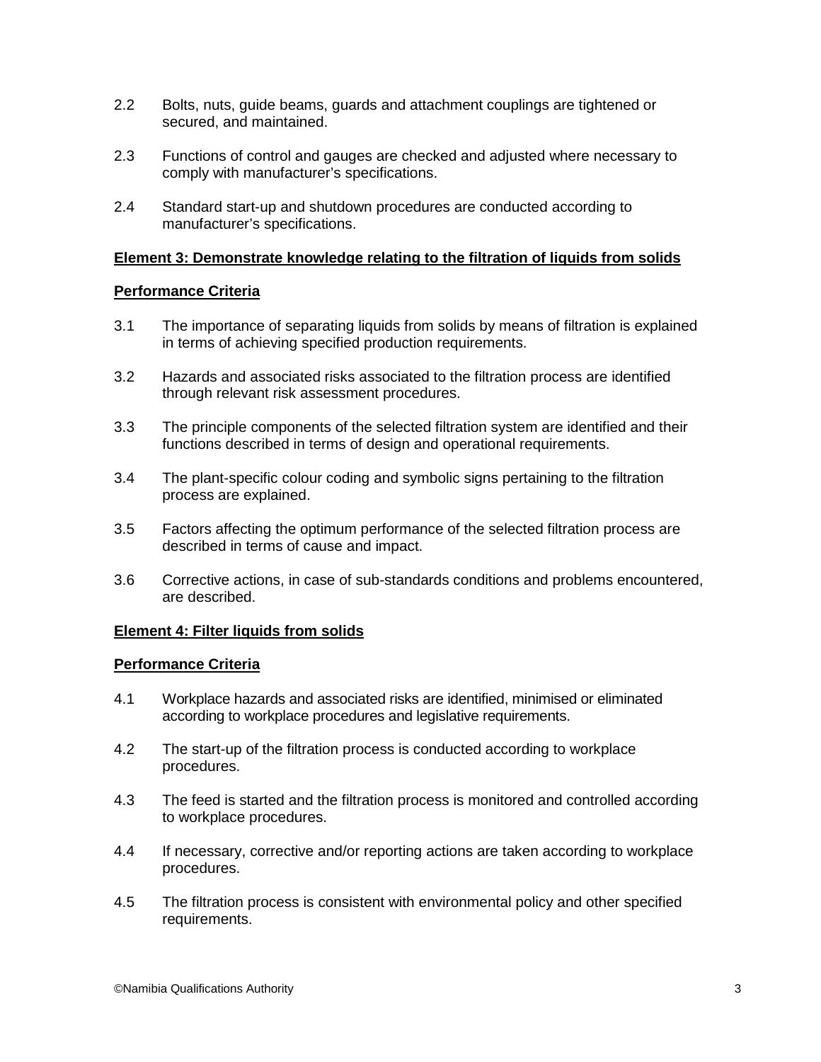2.2 Bolts, nuts, guide beams, guards and attachment couplings are tightened or secured, and maintained.

2.3 Functions of control and gauges are checked and adjusted where necessary to comply with manufacturer's specifications.

2.4 Standard start-up and shutdown procedures are conducted according to manufacturer's specifications.

**Element 3: Demonstrate knowledge relating to the filtration of liquids from solids**

**Performance Criteria**

3.1 The importance of separating liquids from solids by means of filtration is explained in terms of achieving specified production requirements.

3.2 Hazards and associated risks associated to the filtration process are identified through relevant risk assessment procedures.

3.3 The principle components of the selected filtration system are identified and their functions described in terms of design and operational requirements.

3.4 The plant-specific colour coding and symbolic signs pertaining to the filtration process are explained.

3.5 Factors affecting the optimum performance of the selected filtration process are described in terms of cause and impact.

3.6 Corrective actions, in case of sub-standards conditions and problems encountered, are described.

**Element 4: Filter liquids from solids**

**Performance Criteria**

4.1 Workplace hazards and associated risks are identified, minimised or eliminated according to workplace procedures and legislative requirements.

4.2 The start-up of the filtration process is conducted according to workplace procedures.

4.3 The feed is started and the filtration process is monitored and controlled according to workplace procedures.

4.4 If necessary, corrective and/or reporting actions are taken according to workplace procedures.

4.5 The filtration process is consistent with environmental policy and other specified requirements.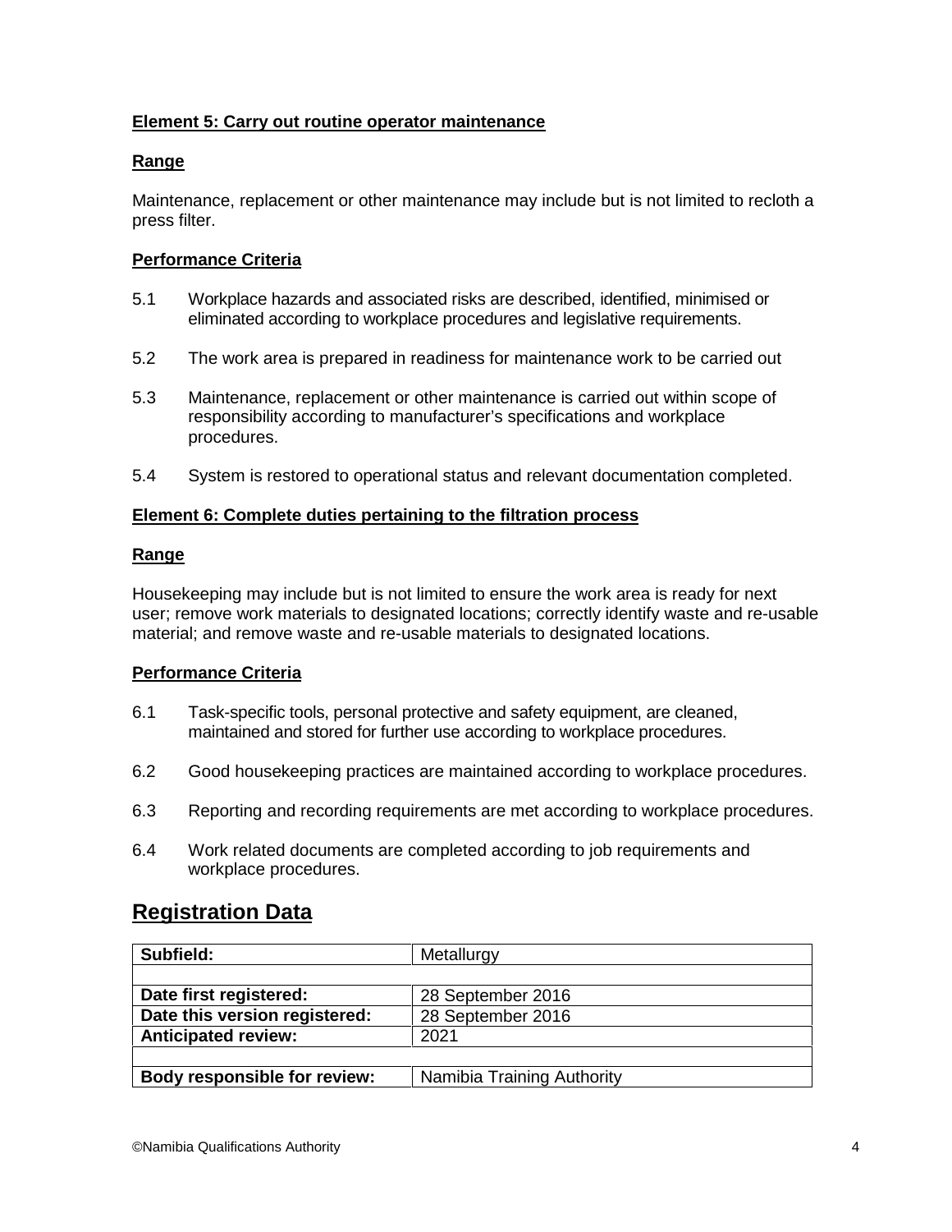**Element 5: Carry out routine operator maintenance**

**Range**

Maintenance, replacement or other maintenance may include but is not limited to recloth a press filter.

**Performance Criteria**

5.1 Workplace hazards and associated risks are described, identified, minimised or eliminated according to workplace procedures and legislative requirements.

5.2 The work area is prepared in readiness for maintenance work to be carried out

5.3 Maintenance, replacement or other maintenance is carried out within scope of responsibility according to manufacturer's specifications and workplace procedures.

5.4 System is restored to operational status and relevant documentation completed.

**Element 6: Complete duties pertaining to the filtration process**

**Range**

Housekeeping may include but is not limited to ensure the work area is ready for next user; remove work materials to designated locations; correctly identify waste and re-usable material; and remove waste and re-usable materials to designated locations.

**Performance Criteria**

6.1 Task-specific tools, personal protective and safety equipment, are cleaned, maintained and stored for further use according to workplace procedures.

6.2 Good housekeeping practices are maintained according to workplace procedures.

6.3 Reporting and recording requirements are met according to workplace procedures.

6.4 Work related documents are completed according to job requirements and workplace procedures.

## Registration Data

| | |
|---|---|
| **Subfield:** | Metallurgy |
| | |
| **Date first registered:** | 28 September 2016 |
| **Date this version registered:** | 28 September 2016 |
| **Anticipated review:** | 2021 |
| | |
| **Body responsible for review:** | Namibia Training Authority |